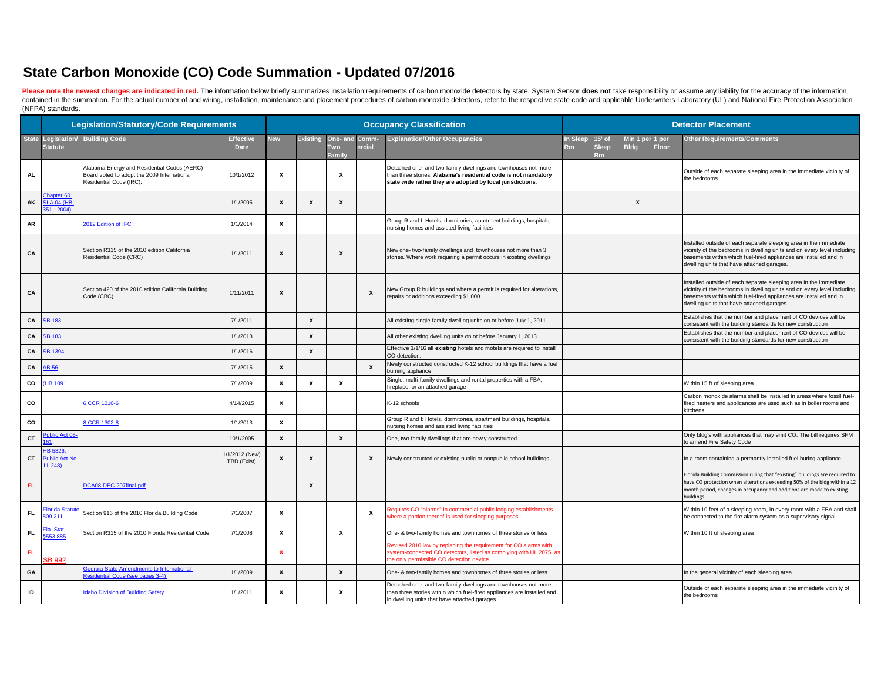# State Carbon Monoxide (CO) Code Summation - Updated 07/2016

**Please note the newest changes are indicated in red.** The information below briefly summarizes installation requirements of carbon monoxide detectors by state. System Sensor **does not** take responsibility or assume any liability for the accuracy of the information contained in the summation. For the actual number of and wiring, installation, maintenance and placement procedures of carbon monoxide detectors, refer to the respective state code and applicable Underwriters Laboratory (UL) and National Fire Protection Association (NFPA) standards.

| Legislation/Statutory/Code Requirements | | | | Occupancy Classification | | | | | Detector Placement | | | | |
|---|---|---|---|---|---|---|---|---|---|---|---|---|---|
| State | Legislation/ Statute | Building Code | Effective Date | New | Existing | One- and Two Family | Comm-ercial | Explanation/Other Occupancies | In Sleep Rm | 15' of Sleep Rm | Min 1 per Bldg | 1 per Floor | Other Requirements/Comments |
| AL | | Alabama Energy and Residential Codes (AERC) Board voted to adopt the 2009 International Residential Code (IRC). | 10/1/2012 | X | | X | | Detached one- and two-family dwellings and townhouses not more than three stories. **Alabama's residential code is not mandatory state wide rather they are adopted by local jurisdictions.** | | | | | Outside of each separate sleeping area in the immediate vicinity of the bedrooms |
| AK | Chapter 60 SLA 04 (HB 351 - 2004) | | 1/1/2005 | X | X | X | | | | | X | | |
| AR | | 2012 Edition of IFC | 1/1/2014 | X | | | | Group R and I: Hotels, dormitories, apartment buildings, hospitals, nursing homes and assisted living facilities | | | | | |
| CA | | Section R315 of the 2010 edition California Residential Code (CRC) | 1/1/2011 | X | | X | | New one- two-family dwellings and townhouses not more than 3 stories. Where work requiring a permit occurs in existing dwellings | | | | | Installed outside of each separate sleeping area in the immediate vicinity of the bedrooms in dwelling units and on every level including basements within which fuel-fired appliances are installed and in dwelling units that have attached garages. |
| CA | | Section 420 of the 2010 edition California Building Code (CBC) | 1/11/2011 | X | | | X | New Group R buildings and where a permit is required for alterations, repairs or additions exceeding $1,000 | | | | | Installed outside of each separate sleeping area in the immediate vicinity of the bedrooms in dwelling units and on every level including basements within which fuel-fired appliances are installed and in dwelling units that have attached garages. |
| CA | SB 183 | | 7/1/2011 | | X | | | All existing single-family dwelling units on or before July 1, 2011 | | | | | Establishes that the number and placement of CO devices will be consistent with the building standards for new construction |
| CA | SB 183 | | 1/1/2013 | | X | | | All other existing dwelling units on or before January 1, 2013 | | | | | Establishes that the number and placement of CO devices will be consistent with the building standards for new construction |
| CA | SB 1394 | | 1/1/2016 | | X | | | Effective 1/1/16 all **existing** hotels and motels are required to install CO detection. | | | | | |
| CA | AB 56 | | 7/1/2015 | X | | | X | Newly constructed constructed K-12 school buildings that have a fuel burning appliance | | | | | |
| CO | (HB 1091 | | 7/1/2009 | X | X | X | | Single, multi-family dwellings and rental properties with a FBA, fireplace, or an attached garage | | | | | Within 15 ft of sleeping area |
| CO | | 6 CCR 1010-6 | 4/14/2015 | X | | | | K-12 schools | | | | | Carbon monoxide alarms shall be installed in areas where fossil fuel-fired heaters and applicances are used such as in boiler rooms and kitchens |
| CO | | 8 CCR 1302-8 | 1/1/2013 | X | | | | Group R and I: Hotels, dormitories, apartment buildings, hospitals, nursing homes and assisted living facilities | | | | | |
| CT | Public Act 05-161 | | 10/1/2005 | X | | X | | One, two family dwellings that are newly constructed | | | | | Only bldg's with appliances that may emit CO. The bill requires SFM to amend Fire Safety Code |
| CT | HB 5326, Public Act No. 11-248) | | 1/1/2012 (New) TBD (Exist) | X | X | | X | Newly constructed or existing public or nonpublic school buildings | | | | | In a room containing a permantly installed fuel buring appliance |
| FL | | DCA08-DEC-207final.pdf | | | X | | | | | | | | Florida Building Commission ruling that "existing" buildings are required to have CO protection when alterations exceeding 50% of the bldg within a 12 month period, changes in occupancy and additions are made to existing buildings |
| FL | Florida Statute 509.211 | Section 916 of the 2010 Florida Building Code | 7/1/2007 | X | | | X | Requires CO "alarms" in commercial public lodging establishments where a portion thereof is used for sleeping purposes. | | | | | Within 10 feet of a sleeping room, in every room with a FBA and shall be connected to the fire alarm system as a supervisory signal. |
| FL | Fla. Stat. §553.885 | Section R315 of the 2010 Florida Residential Code | 7/1/2008 | X | | X | | One- & two-family homes and townhomes of three stories or less | | | | | Within 10 ft of sleeping area |
| FL | SB 992 | | | X | | | | Revised 2010 law by replacing the requirement for CO alarms with system-connected CO detectors, listed as complying with UL 2075, as the only permissible CO detection device. | | | | | |
| GA | | Georgia State Amendments to International Residential Code (see pages 3-4) | 1/1/2009 | X | | X | | One- & two-family homes and townhomes of three stories or less | | | | | In the general vicinity of each sleeping area |
| ID | | Idaho Division of Building Safety | 1/1/2011 | X | | X | | Detached one- and two-family dwellings and townhouses not more than three stories within which fuel-fired appliances are installed and in dwelling units that have attached garages | | | | | Outside of each separate sleeping area in the immediate vicinity of the bedrooms |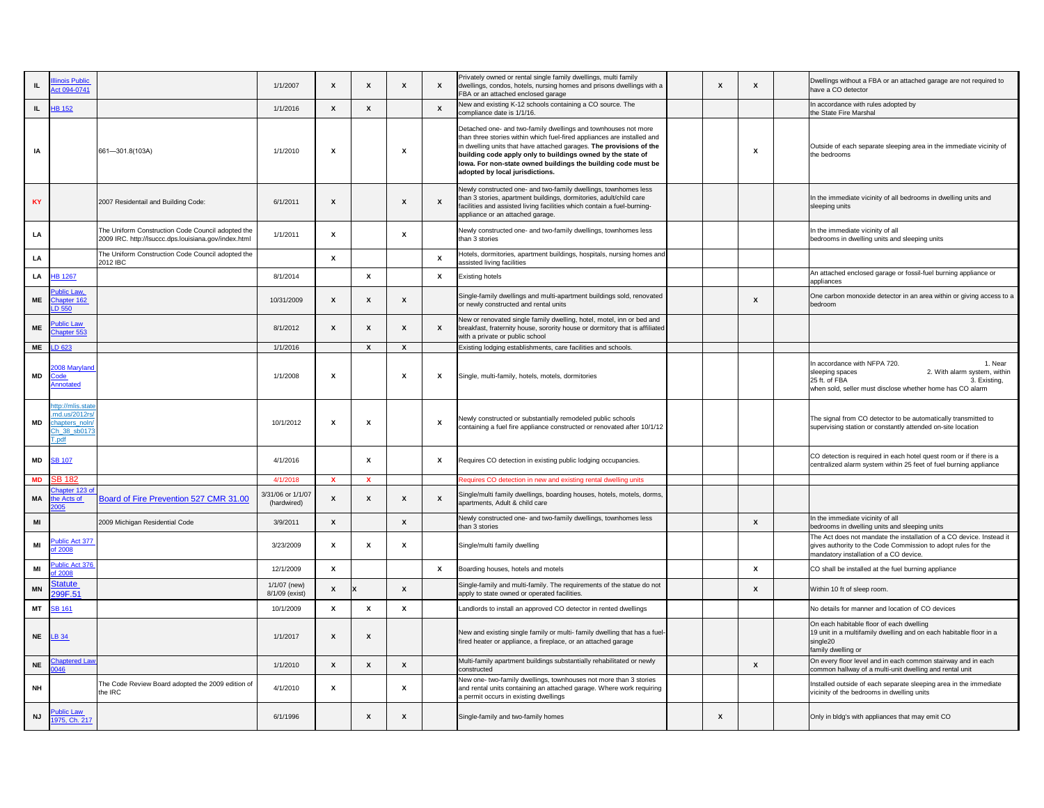| | | | | | | | | | | | | | |
|---|---|---|---|---|---|---|---|---|---|---|---|---|---|
| IL | Illinois Public Act 094-0741 | | 1/1/2007 | X | X | X | X | Privately owned or rental single family dwellings, multi family dwellings, condos, hotels, nursing homes and prisons dwellings with a FBA or an attached enclosed garage | | X | X | | Dwellings without a FBA or an attached garage are not required to have a CO detector |
| IL | HB 152 | | 1/1/2016 | X | X | | X | New and existing K-12 schools containing a CO source. The compliance date is 1/1/16. | | | | | In accordance with rules adopted by the State Fire Marshal |
| IA | | 661—301.8(103A) | 1/1/2010 | X | | X | | Detached one- and two-family dwellings and townhouses not more than three stories within which fuel-fired appliances are installed and in dwelling units that have attached garages. **The provisions of the building code apply only to buildings owned by the state of Iowa. For non-state owned buildings the building code must be adopted by local jurisdictions.** | | | X | | Outside of each separate sleeping area in the immediate vicinity of the bedrooms |
| KY | | 2007 Residentail and Building Code: | 6/1/2011 | X | | X | X | Newly constructed one- and two-family dwellings, townhomes less than 3 stories, apartment buildings, dormitories, adult/child care facilities and assisted living facilities which contain a fuel-burning-appliance or an attached garage. | | | | | In the immediate vicinity of all bedrooms in dwelling units and sleeping units |
| LA | | The Uniform Construction Code Council adopted the 2009 IRC. http://lsuccc.dps.louisiana.gov/index.html | 1/1/2011 | X | | X | | Newly constructed one- and two-family dwellings, townhomes less than 3 stories | | | | | In the immediate vicinity of all bedrooms in dwelling units and sleeping units |
| LA | | The Uniform Construction Code Council adopted the 2012 IBC | | X | | | X | Hotels, dormitories, apartment buildings, hospitals, nursing homes and assisted living facilities | | | | | |
| LA | HB 1267 | | 8/1/2014 | | X | | X | Existing hotels | | | | | An attached enclosed garage or fossil-fuel burning appliance or appliances |
| ME | Public Law, Chapter 162 LD 550 | | 10/31/2009 | X | X | X | | Single-family dwellings and multi-apartment buildings sold, renovated or newly constructed and rental units | | | X | | One carbon monoxide detector in an area within or giving access to a bedroom |
| ME | Public Law Chapter 553 | | 8/1/2012 | X | X | X | X | New or renovated single family dwelling, hotel, motel, inn or bed and breakfast, fraternity house, sorority house or dormitory that is affiliated with a private or public school | | | | | |
| ME | LD 623 | | 1/1/2016 | | X | X | | Existing lodging establishments, care facilities and schools. | | | | | |
| MD | 2008 Maryland Code Annotated | | 1/1/2008 | X | | X | X | Single, multi-family, hotels, motels, dormitories | | | | | In accordance with NFPA 720. 1. Near sleeping spaces 2. With alarm system, within 25 ft. of FBA 3. Existing, when sold, seller must disclose whether home has CO alarm |
| MD | http://mlis.state.md.us/2012rs/chapters_noln/Ch_38_sb0173T.pdf | | 10/1/2012 | X | X | | X | Newly constructed or substantially remodeled public schools containing a fuel fire appliance constructed or renovated after 10/1/12 | | | | | The signal from CO detector to be automatically transmitted to supervising station or constantly attended on-site location |
| MD | SB 107 | | 4/1/2016 | | X | | X | Requires CO detection in existing public lodging occupancies. | | | | | CO detection is required in each hotel guest room or if there is a centralized alarm system within 25 feet of fuel burning appliance |
| MD | SB 182 | | 4/1/2018 | X | X | | | Requires CO detection in new and existing rental dwelling units | | | | | |
| MA | Chapter 123 of the Acts of 2005 | Board of Fire Prevention 527 CMR 31.00 | 3/31/06 or 1/1/07 (hardwired) | X | X | X | X | Single/multi family dwellings, boarding houses, hotels, motels, dorms, apartments, Adult & child care | | | | | |
| MI | | 2009 Michigan Residential Code | 3/9/2011 | X | | X | | Newly constructed one- and two-family dwellings, townhomes less than 3 stories | | | X | | In the immediate vicinity of all bedrooms in dwelling units and sleeping units |
| MI | Public Act 377 of 2008 | | 3/23/2009 | X | X | X | | Single/multi family dwelling | | | | | The Act does not mandate the installation of a CO device. Instead it gives authority to the Code Commission to adopt rules for the mandatory installation of a CO device. |
| MI | Public Act 376 of 2008 | | 12/1/2009 | X | | | X | Boarding houses, hotels and motels | | | X | | CO shall be installed at the fuel burning appliance |
| MN | Statute 299F.51 | | 1/1/07 (new) 8/1/09 (exist) | X | X | X | | Single-family and multi-family. The requirements of the statue do not apply to state owned or operated facilities. | | | X | | Within 10 ft of sleep room. |
| MT | SB 161 | | 10/1/2009 | X | X | X | | Landlords to install an approved CO detector in rented dwellings | | | | | No details for manner and location of CO devices |
| NE | LB 34 | | 1/1/2017 | X | X | | | New and existing single family or multi- family dwelling that has a fuel-fired heater or appliance, a fireplace, or an attached garage | | | | | On each habitable floor of each dwelling 19 unit in a multifamily dwelling and on each habitable floor in a single20 family dwelling or |
| NE | Chaptered Law 0046 | | 1/1/2010 | X | X | X | | Multi-family apartment buildings substantially rehabilitated or newly constructed | | | X | | On every floor level and in each common stairway and in each common hallway of a multi-unit dwelling and rental unit |
| NH | | The Code Review Board adopted the 2009 edition of the IRC | 4/1/2010 | X | | X | | New one- two-family dwellings, townhouses not more than 3 stories and rental units containing an attached garage. Where work requiring a permit occurs in existing dwellings | | | | | Installed outside of each separate sleeping area in the immediate vicinity of the bedrooms in dwelling units |
| NJ | Public Law 1975, Ch. 217 | | 6/1/1996 | | X | X | | Single-family and two-family homes | | X | | | Only in bldg's with appliances that may emit CO |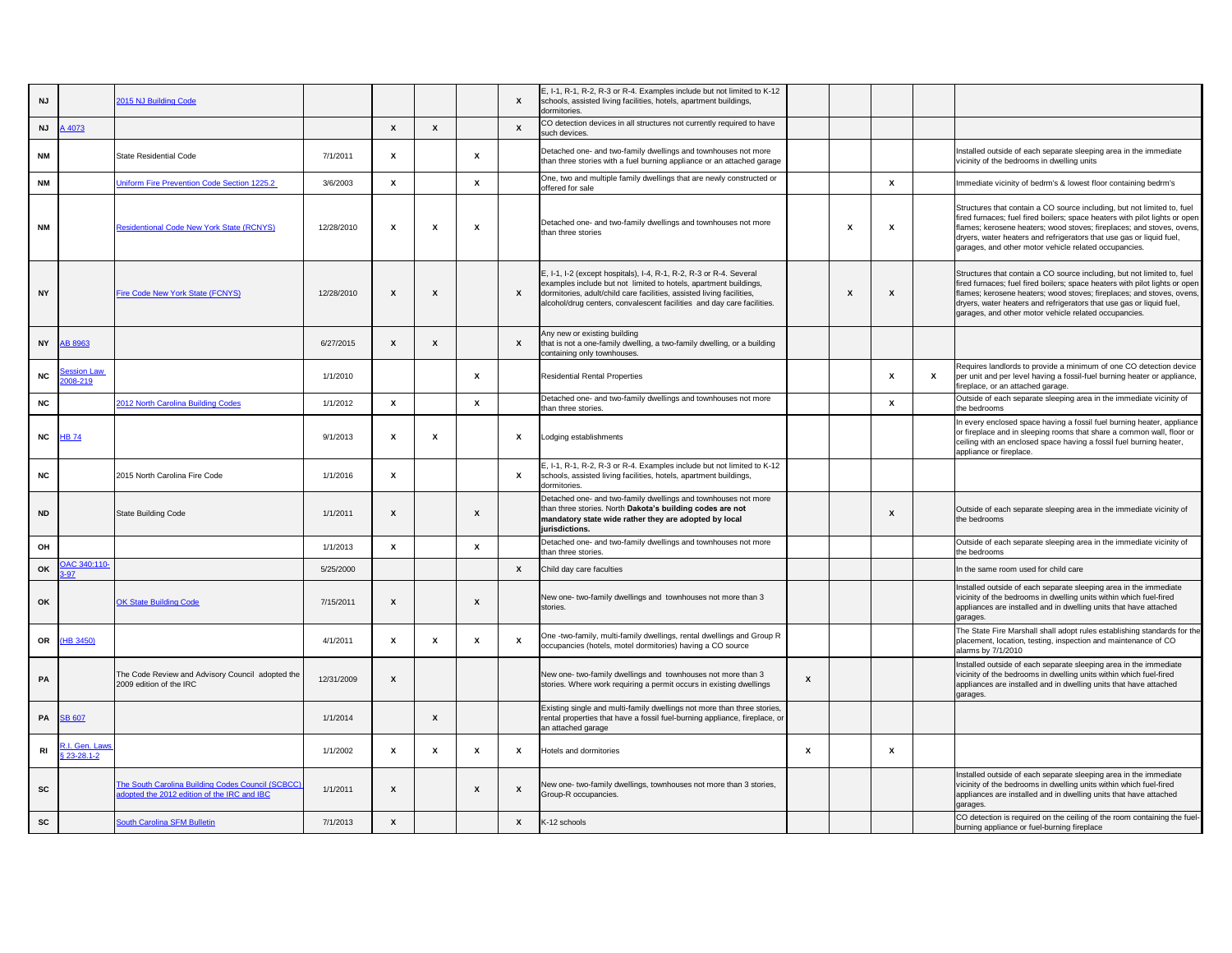| | | | | | | | | | | | | | |
|---|---|---|---|---|---|---|---|---|---|---|---|---|---|
| NJ | | 2015 NJ Building Code | | | | | X | E, I-1, R-1, R-2, R-3 or R-4. Examples include but not limited to K-12 schools, assisted living facilities, hotels, apartment buildings, dormitories. | | | | | |
| NJ | A 4073 | | | X | X | | X | CO detection devices in all structures not currently required to have such devices. | | | | | |
| NM | | State Residential Code | 7/1/2011 | X | | X | | Detached one- and two-family dwellings and townhouses not more than three stories with a fuel burning appliance or an attached garage | | | | | Installed outside of each separate sleeping area in the immediate vicinity of the bedrooms in dwelling units |
| NM | | Uniform Fire Prevention Code Section 1225.2 | 3/6/2003 | X | | X | | One, two and multiple family dwellings that are newly constructed or offered for sale | | | X | | Immediate vicinity of bedrm's & lowest floor containing bedrm's |
| NM | | Residentional Code New York State (RCNYS) | 12/28/2010 | X | X | X | | Detached one- and two-family dwellings and townhouses not more than three stories | | X | X | | Structures that contain a CO source including, but not limited to, fuel fired furnaces; fuel fired boilers; space heaters with pilot lights or open flames; kerosene heaters; wood stoves; fireplaces; and stoves, ovens, dryers, water heaters and refrigerators that use gas or liquid fuel, garages, and other motor vehicle related occupancies. |
| NY | | Fire Code New York State (FCNYS) | 12/28/2010 | X | X | | X | E, I-1, I-2 (except hospitals), I-4, R-1, R-2, R-3 or R-4. Several examples include but not limited to hotels, apartment buildings, dormitories, adult/child care facilities, assisted living facilities, alcohol/drug centers, convalescent facilities and day care facilities. | | X | X | | Structures that contain a CO source including, but not limited to, fuel fired furnaces; fuel fired boilers; space heaters with pilot lights or open flames; kerosene heaters; wood stoves; fireplaces; and stoves, ovens, dryers, water heaters and refrigerators that use gas or liquid fuel, garages, and other motor vehicle related occupancies. |
| NY | AB 8963 | | 6/27/2015 | X | X | | X | Any new or existing building that is not a one-family dwelling, a two-family dwelling, or a building containing only townhouses. | | | | | |
| NC | Session Law 2008-219 | | 1/1/2010 | | | X | | Residential Rental Properties | | | X | X | Requires landlords to provide a minimum of one CO detection device per unit and per level having a fossil-fuel burning heater or appliance, fireplace, or an attached garage. |
| NC | | 2012 North Carolina Building Codes | 1/1/2012 | X | | X | | Detached one- and two-family dwellings and townhouses not more than three stories. | | | X | | Outside of each separate sleeping area in the immediate vicinity of the bedrooms |
| NC | HB 74 | | 9/1/2013 | X | X | | X | Lodging establishments | | | | | In every enclosed space having a fossil fuel burning heater, appliance or fireplace and in sleeping rooms that share a common wall, floor or ceiling with an enclosed space having a fossil fuel burning heater, appliance or fireplace. |
| NC | | 2015 North Carolina Fire Code | 1/1/2016 | X | | | X | E, I-1, R-1, R-2, R-3 or R-4. Examples include but not limited to K-12 schools, assisted living facilities, hotels, apartment buildings, dormitories. | | | | | |
| ND | | State Building Code | 1/1/2011 | X | | X | | Detached one- and two-family dwellings and townhouses not more than three stories. North **Dakota's building codes are not mandatory state wide rather they are adopted by local jurisdictions.** | | | X | | Outside of each separate sleeping area in the immediate vicinity of the bedrooms |
| OH | | | 1/1/2013 | X | | X | | Detached one- and two-family dwellings and townhouses not more than three stories. | | | | | Outside of each separate sleeping area in the immediate vicinity of the bedrooms |
| OK | OAC 340:110-3-97 | | 5/25/2000 | | | | X | Child day care faculties | | | | | In the same room used for child care |
| OK | | OK State Building Code | 7/15/2011 | X | | X | | New one- two-family dwellings and townhouses not more than 3 stories. | | | | | Installed outside of each separate sleeping area in the immediate vicinity of the bedrooms in dwelling units within which fuel-fired appliances are installed and in dwelling units that have attached garages. |
| OR | (HB 3450) | | 4/1/2011 | X | X | X | X | One -two-family, multi-family dwellings, rental dwellings and Group R occupancies (hotels, motel dormitories) having a CO source | | | | | The State Fire Marshall shall adopt rules establishing standards for the placement, location, testing, inspection and maintenance of CO alarms by 7/1/2010 |
| PA | | The Code Review and Advisory Council adopted the 2009 edition of the IRC | 12/31/2009 | X | | | | New one- two-family dwellings and townhouses not more than 3 stories. Where work requiring a permit occurs in existing dwellings | X | | | | Installed outside of each separate sleeping area in the immediate vicinity of the bedrooms in dwelling units within which fuel-fired appliances are installed and in dwelling units that have attached garages. |
| PA | SB 607 | | 1/1/2014 | | X | | | Existing single and multi-family dwellings not more than three stories, rental properties that have a fossil fuel-burning appliance, fireplace, or an attached garage | | | | | |
| RI | R.I. Gen. Laws § 23-28.1-2 | | 1/1/2002 | X | X | X | X | Hotels and dormitories | X | | X | | |
| SC | | The South Carolina Building Codes Council (SCBCC) adopted the 2012 edition of the IRC and IBC | 1/1/2011 | X | | X | X | New one- two-family dwellings, townhouses not more than 3 stories, Group-R occupancies. | | | | | Installed outside of each separate sleeping area in the immediate vicinity of the bedrooms in dwelling units within which fuel-fired appliances are installed and in dwelling units that have attached garages. |
| SC | | South Carolina SFM Bulletin | 7/1/2013 | X | | | X | K-12 schools | | | | | CO detection is required on the ceiling of the room containing the fuel-burning appliance or fuel-burning fireplace |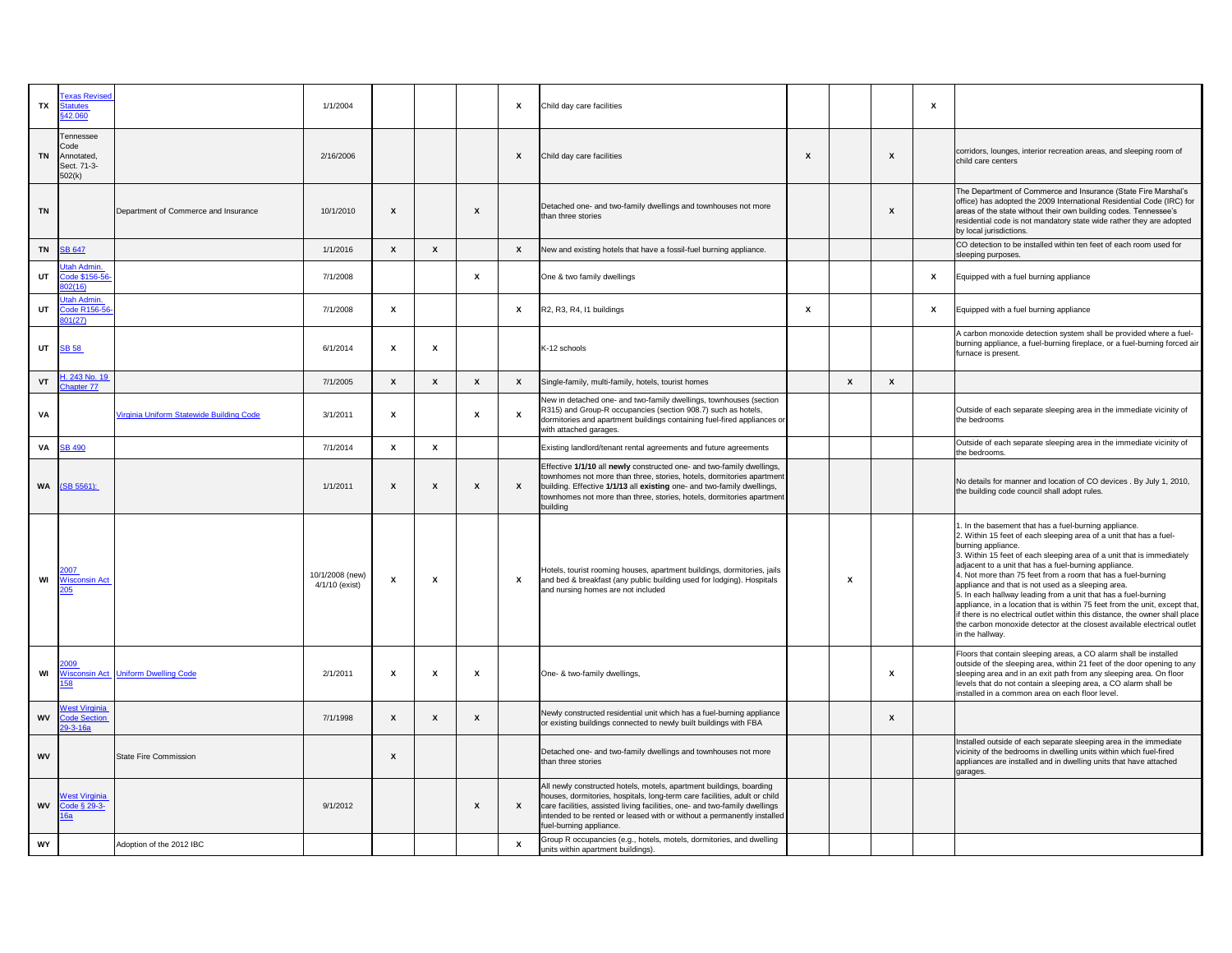| | | | | | | | | | | | | | |
|---|---|---|---|---|---|---|---|---|---|---|---|---|---|
| TX | Texas Revised Statutes §42.060 | | 1/1/2004 | | | | X | Child day care facilities | | | | X | |
| TN | Tennessee Code Annotated, Sect. 71-3-502(k) | | 2/16/2006 | | | | X | Child day care facilities | X | | X | | corridors, lounges, interior recreation areas, and sleeping room of child care centers |
| TN | | Department of Commerce and Insurance | 10/1/2010 | X | | X | | Detached one- and two-family dwellings and townhouses not more than three stories | | | X | | The Department of Commerce and Insurance (State Fire Marshal's office) has adopted the 2009 International Residential Code (IRC) for areas of the state without their own building codes. Tennessee's residential code is not mandatory state wide rather they are adopted by local jurisdictions. |
| TN | SB 647 | | 1/1/2016 | X | X | | X | New and existing hotels that have a fossil-fuel burning appliance. | | | | | CO detection to be installed within ten feet of each room used for sleeping purposes. |
| UT | Utah Admin. Code $156-56-802(16) | | 7/1/2008 | | | X | | One & two family dwellings | | | | X | Equipped with a fuel burning appliance |
| UT | Utah Admin. Code R156-56-801(27) | | 7/1/2008 | X | | | X | R2, R3, R4, I1 buildings | X | | | X | Equipped with a fuel burning appliance |
| UT | SB 58 | | 6/1/2014 | X | X | | | K-12 schools | | | | | A carbon monoxide detection system shall be provided where a fuel-burning appliance, a fuel-burning fireplace, or a fuel-burning forced air furnace is present. |
| VT | H. 243 No. 19 Chapter 77 | | 7/1/2005 | X | X | X | X | Single-family, multi-family, hotels, tourist homes | | X | X | | |
| VA | | Virginia Uniform Statewide Building Code | 3/1/2011 | X | | X | X | New in detached one- and two-family dwellings, townhouses (section R315) and Group-R occupancies (section 908.7) such as hotels, dormitories and apartment buildings containing fuel-fired appliances or with attached garages. | | | | | Outside of each separate sleeping area in the immediate vicinity of the bedrooms |
| VA | SB 490 | | 7/1/2014 | X | X | | | Existing landlord/tenant rental agreements and future agreements | | | | | Outside of each separate sleeping area in the immediate vicinity of the bedrooms. |
| WA | (SB 5561): | | 1/1/2011 | X | X | X | X | Effective **1/1/10** all **newly** constructed one- and two-family dwellings, townhomes not more than three, stories, hotels, dormitories apartment building. Effective **1/1/13** all **existing** one- and two-family dwellings, townhomes not more than three, stories, hotels, dormitories apartment building | | | | | No details for manner and location of CO devices . By July 1, 2010, the building code council shall adopt rules. |
| WI | 2007 Wisconsin Act 205 | | 10/1/2008 (new) 4/1/10 (exist) | X | X | | X | Hotels, tourist rooming houses, apartment buildings, dormitories, jails and bed & breakfast (any public building used for lodging). Hospitals and nursing homes are not included | | X | | | 1. In the basement that has a fuel-burning appliance. 2. Within 15 feet of each sleeping area of a unit that has a fuel-burning appliance. 3. Within 15 feet of each sleeping area of a unit that is immediately adjacent to a unit that has a fuel-burning appliance. 4. Not more than 75 feet from a room that has a fuel-burning appliance and that is not used as a sleeping area. 5. In each hallway leading from a unit that has a fuel-burning appliance, in a location that is within 75 feet from the unit, except that, if there is no electrical outlet within this distance, the owner shall place the carbon monoxide detector at the closest available electrical outlet in the hallway. |
| WI | 2009 Wisconsin Act 158 | Uniform Dwelling Code | 2/1/2011 | X | X | X | | One- & two-family dwellings, | | | X | | Floors that contain sleeping areas, a CO alarm shall be installed outside of the sleeping area, within 21 feet of the door opening to any sleeping area and in an exit path from any sleeping area. On floor levels that do not contain a sleeping area, a CO alarm shall be installed in a common area on each floor level. |
| WV | West Virginia Code Section 29-3-16a | | 7/1/1998 | X | X | X | | Newly constructed residential unit which has a fuel-burning appliance or existing buildings connected to newly built buildings with FBA | | | X | | |
| WV | | State Fire Commission | | X | | | | Detached one- and two-family dwellings and townhouses not more than three stories | | | | | Installed outside of each separate sleeping area in the immediate vicinity of the bedrooms in dwelling units within which fuel-fired appliances are installed and in dwelling units that have attached garages. |
| WV | West Virginia Code § 29-3-16a | | 9/1/2012 | | | X | X | All newly constructed hotels, motels, apartment buildings, boarding houses, dormitories, hospitals, long-term care facilities, adult or child care facilities, assisted living facilities, one- and two-family dwellings intended to be rented or leased with or without a permanently installed fuel-burning appliance. | | | | | |
| WY | | Adoption of the 2012 IBC | | | | | X | Group R occupancies (e.g., hotels, motels, dormitories, and dwelling units within apartment buildings). | | | | | |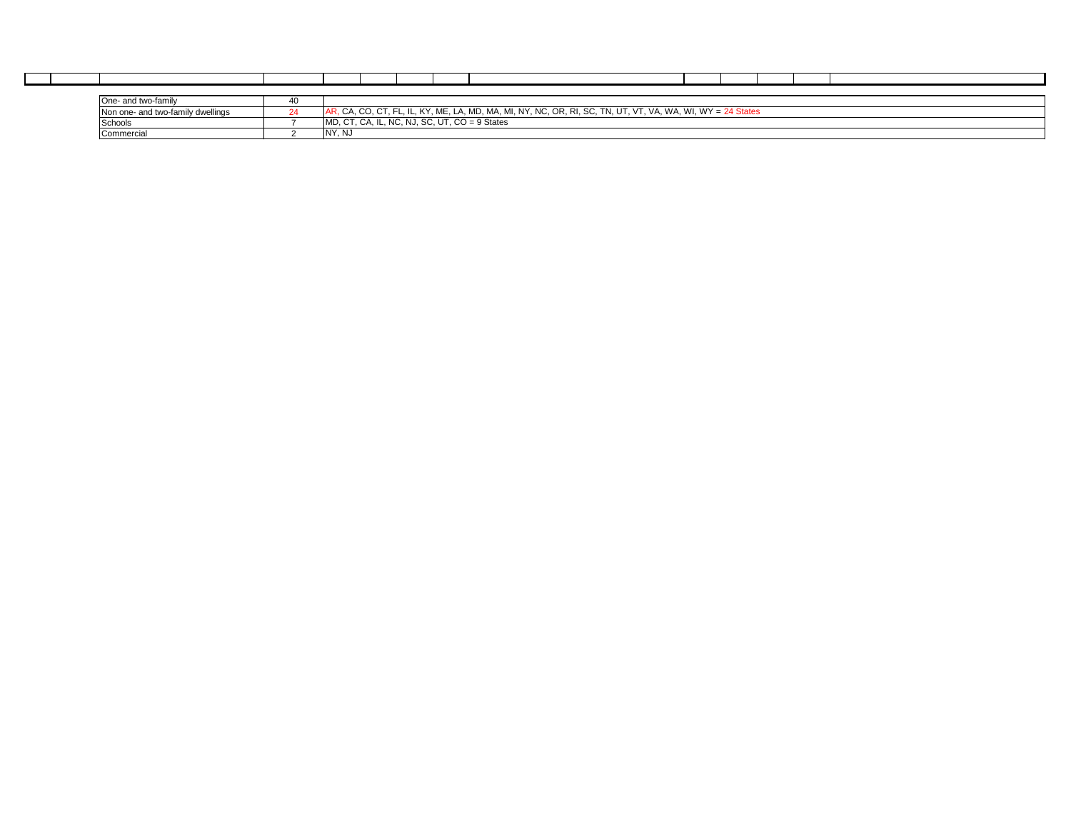| | | |
|---|---|---|
| One- and two-family | 40 | |
| Non one- and two-family dwellings | 24 | AR, CA, CO, CT, FL, IL, KY, ME, LA, MD, MA, MI, NY, NC, OR, RI, SC, TN, UT, VT, VA, WA, WI, WY = 24 States |
| Schools | 7 | MD, CT, CA, IL, NC, NJ, SC, UT, CO = 9 States |
| Commercial | 2 | NY, NJ |